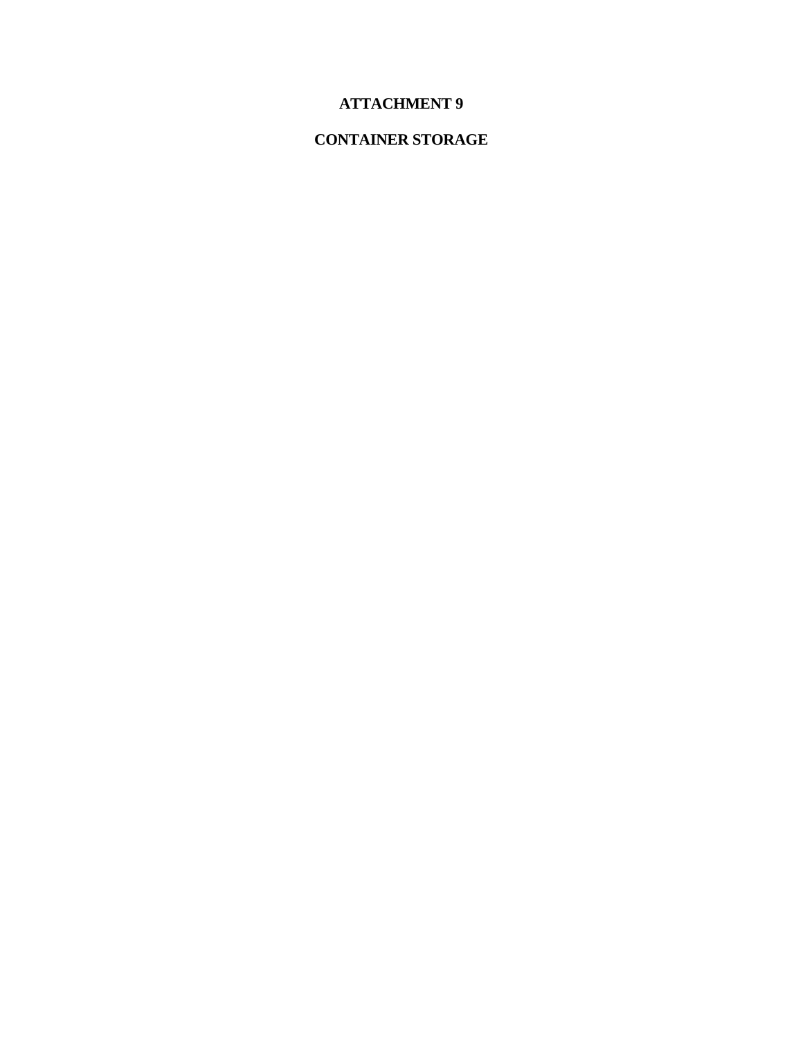# ATTACHMENT 9

# CONTAINER STORAGE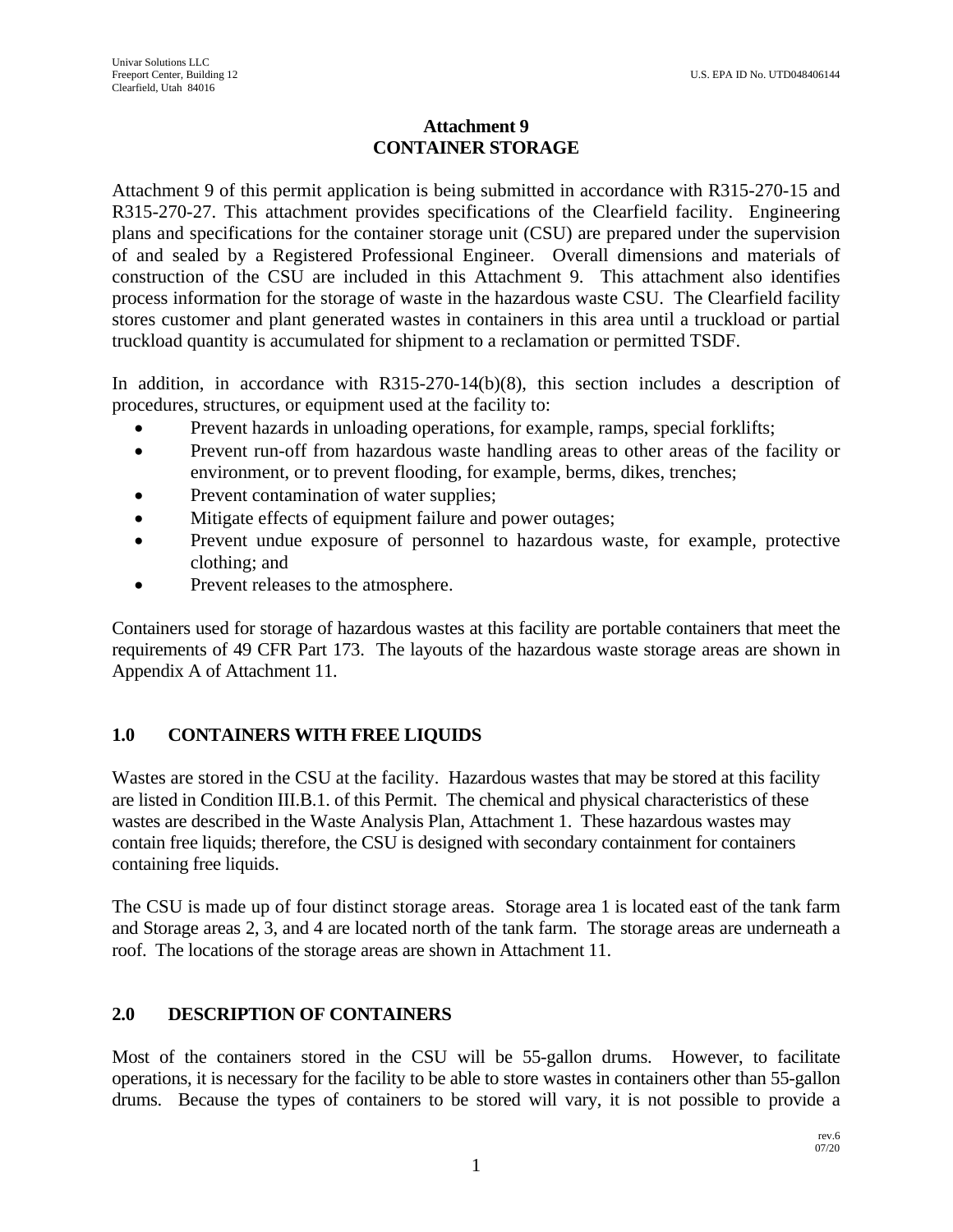# Attachment 9
# CONTAINER STORAGE

Attachment 9 of this permit application is being submitted in accordance with R315-270-15 and R315-270-27. This attachment provides specifications of the Clearfield facility. Engineering plans and specifications for the container storage unit (CSU) are prepared under the supervision of and sealed by a Registered Professional Engineer. Overall dimensions and materials of construction of the CSU are included in this Attachment 9. This attachment also identifies process information for the storage of waste in the hazardous waste CSU. The Clearfield facility stores customer and plant generated wastes in containers in this area until a truckload or partial truckload quantity is accumulated for shipment to a reclamation or permitted TSDF.

In addition, in accordance with R315-270-14(b)(8), this section includes a description of procedures, structures, or equipment used at the facility to:

- Prevent hazards in unloading operations, for example, ramps, special forklifts;
- Prevent run-off from hazardous waste handling areas to other areas of the facility or environment, or to prevent flooding, for example, berms, dikes, trenches;
- Prevent contamination of water supplies;
- Mitigate effects of equipment failure and power outages;
- Prevent undue exposure of personnel to hazardous waste, for example, protective clothing; and
- Prevent releases to the atmosphere.

Containers used for storage of hazardous wastes at this facility are portable containers that meet the requirements of 49 CFR Part 173. The layouts of the hazardous waste storage areas are shown in Appendix A of Attachment 11.

## 1.0 CONTAINERS WITH FREE LIQUIDS

Wastes are stored in the CSU at the facility. Hazardous wastes that may be stored at this facility are listed in Condition III.B.1. of this Permit. The chemical and physical characteristics of these wastes are described in the Waste Analysis Plan, Attachment 1. These hazardous wastes may contain free liquids; therefore, the CSU is designed with secondary containment for containers containing free liquids.

The CSU is made up of four distinct storage areas. Storage area 1 is located east of the tank farm and Storage areas 2, 3, and 4 are located north of the tank farm. The storage areas are underneath a roof. The locations of the storage areas are shown in Attachment 11.

## 2.0 DESCRIPTION OF CONTAINERS

Most of the containers stored in the CSU will be 55-gallon drums. However, to facilitate operations, it is necessary for the facility to be able to store wastes in containers other than 55-gallon drums. Because the types of containers to be stored will vary, it is not possible to provide a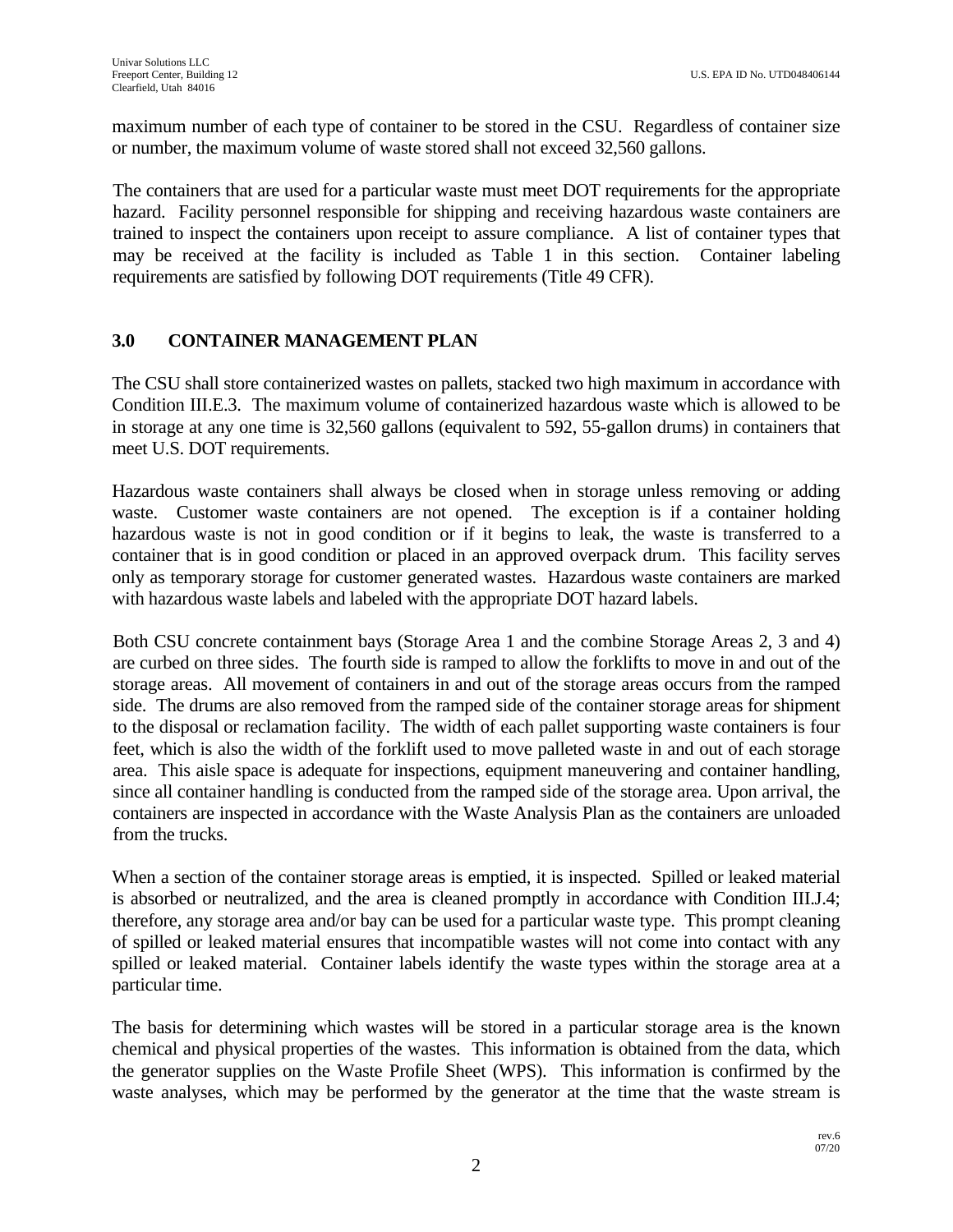maximum number of each type of container to be stored in the CSU. Regardless of container size or number, the maximum volume of waste stored shall not exceed 32,560 gallons.

The containers that are used for a particular waste must meet DOT requirements for the appropriate hazard. Facility personnel responsible for shipping and receiving hazardous waste containers are trained to inspect the containers upon receipt to assure compliance. A list of container types that may be received at the facility is included as Table 1 in this section. Container labeling requirements are satisfied by following DOT requirements (Title 49 CFR).

## 3.0 CONTAINER MANAGEMENT PLAN

The CSU shall store containerized wastes on pallets, stacked two high maximum in accordance with Condition III.E.3. The maximum volume of containerized hazardous waste which is allowed to be in storage at any one time is 32,560 gallons (equivalent to 592, 55-gallon drums) in containers that meet U.S. DOT requirements.

Hazardous waste containers shall always be closed when in storage unless removing or adding waste. Customer waste containers are not opened. The exception is if a container holding hazardous waste is not in good condition or if it begins to leak, the waste is transferred to a container that is in good condition or placed in an approved overpack drum. This facility serves only as temporary storage for customer generated wastes. Hazardous waste containers are marked with hazardous waste labels and labeled with the appropriate DOT hazard labels.

Both CSU concrete containment bays (Storage Area 1 and the combine Storage Areas 2, 3 and 4) are curbed on three sides. The fourth side is ramped to allow the forklifts to move in and out of the storage areas. All movement of containers in and out of the storage areas occurs from the ramped side. The drums are also removed from the ramped side of the container storage areas for shipment to the disposal or reclamation facility. The width of each pallet supporting waste containers is four feet, which is also the width of the forklift used to move palleted waste in and out of each storage area. This aisle space is adequate for inspections, equipment maneuvering and container handling, since all container handling is conducted from the ramped side of the storage area. Upon arrival, the containers are inspected in accordance with the Waste Analysis Plan as the containers are unloaded from the trucks.

When a section of the container storage areas is emptied, it is inspected. Spilled or leaked material is absorbed or neutralized, and the area is cleaned promptly in accordance with Condition III.J.4; therefore, any storage area and/or bay can be used for a particular waste type. This prompt cleaning of spilled or leaked material ensures that incompatible wastes will not come into contact with any spilled or leaked material. Container labels identify the waste types within the storage area at a particular time.

The basis for determining which wastes will be stored in a particular storage area is the known chemical and physical properties of the wastes. This information is obtained from the data, which the generator supplies on the Waste Profile Sheet (WPS). This information is confirmed by the waste analyses, which may be performed by the generator at the time that the waste stream is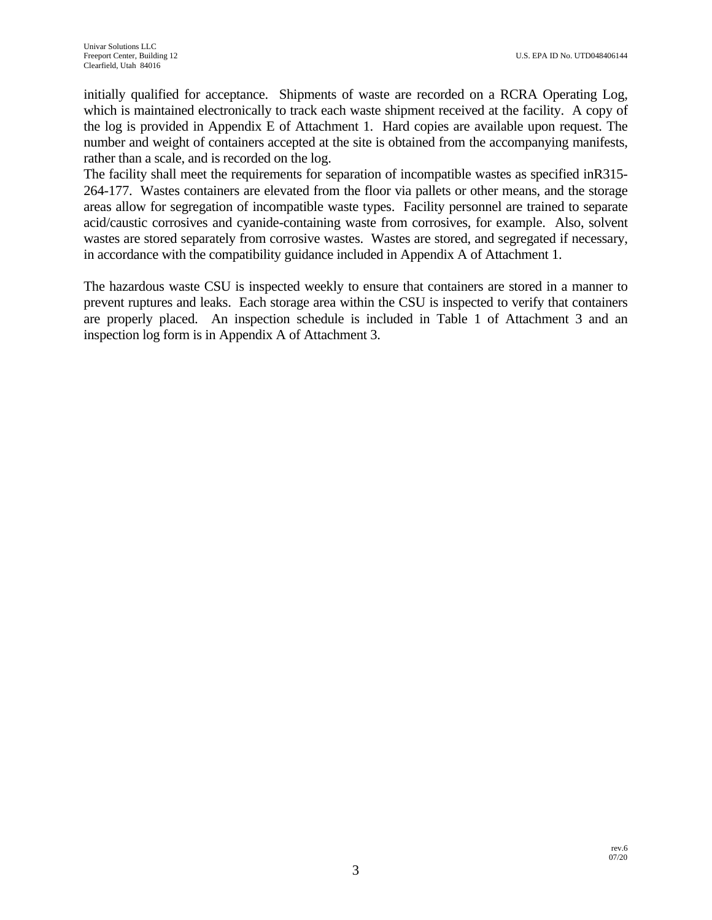initially qualified for acceptance. Shipments of waste are recorded on a RCRA Operating Log, which is maintained electronically to track each waste shipment received at the facility. A copy of the log is provided in Appendix E of Attachment 1. Hard copies are available upon request. The number and weight of containers accepted at the site is obtained from the accompanying manifests, rather than a scale, and is recorded on the log.

The facility shall meet the requirements for separation of incompatible wastes as specified inR315-264-177. Wastes containers are elevated from the floor via pallets or other means, and the storage areas allow for segregation of incompatible waste types. Facility personnel are trained to separate acid/caustic corrosives and cyanide-containing waste from corrosives, for example. Also, solvent wastes are stored separately from corrosive wastes. Wastes are stored, and segregated if necessary, in accordance with the compatibility guidance included in Appendix A of Attachment 1.

The hazardous waste CSU is inspected weekly to ensure that containers are stored in a manner to prevent ruptures and leaks. Each storage area within the CSU is inspected to verify that containers are properly placed. An inspection schedule is included in Table 1 of Attachment 3 and an inspection log form is in Appendix A of Attachment 3.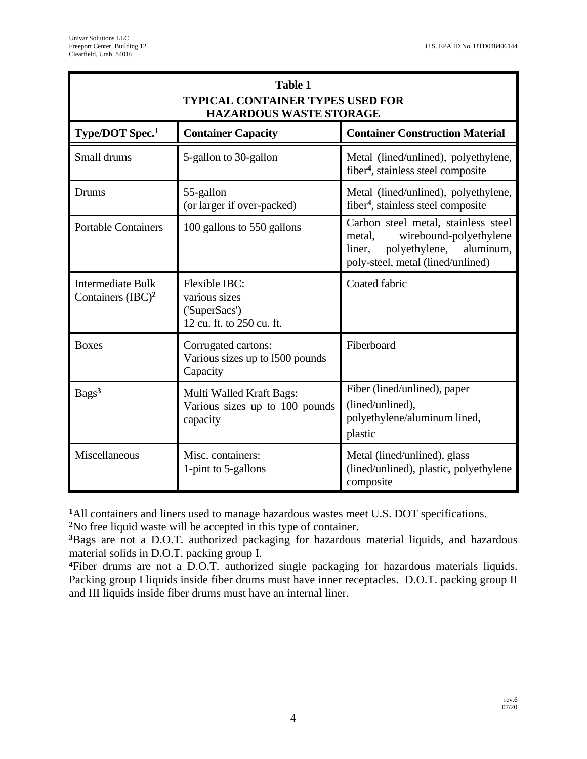**Table 1**
**TYPICAL CONTAINER TYPES USED FOR HAZARDOUS WASTE STORAGE**

| Type/DOT Spec.[1] | Container Capacity | Container Construction Material |
|---|---|---|
| Small drums | 5-gallon to 30-gallon | Metal (lined/unlined), polyethylene, fiber[4], stainless steel composite |
| Drums | 55-gallon (or larger if over-packed) | Metal (lined/unlined), polyethylene, fiber[4], stainless steel composite |
| Portable Containers | 100 gallons to 550 gallons | Carbon steel metal, stainless steel metal, wirebound-polyethylene liner, polyethylene, aluminum, poly-steel, metal (lined/unlined) |
| Intermediate Bulk Containers (IBC)[2] | Flexible IBC: various sizes ('SuperSacs') 12 cu. ft. to 250 cu. ft. | Coated fabric |
| Boxes | Corrugated cartons: Various sizes up to l500 pounds Capacity | Fiberboard |
| Bags[3] | Multi Walled Kraft Bags: Various sizes up to 100 pounds capacity | Fiber (lined/unlined), paper (lined/unlined), polyethylene/aluminum lined, plastic |
| Miscellaneous | Misc. containers: 1-pint to 5-gallons | Metal (lined/unlined), glass (lined/unlined), plastic, polyethylene composite |

[1]All containers and liners used to manage hazardous wastes meet U.S. DOT specifications.
[2]No free liquid waste will be accepted in this type of container.
[3]Bags are not a D.O.T. authorized packaging for hazardous material liquids, and hazardous material solids in D.O.T. packing group I.
[4]Fiber drums are not a D.O.T. authorized single packaging for hazardous materials liquids. Packing group I liquids inside fiber drums must have inner receptacles. D.O.T. packing group II and III liquids inside fiber drums must have an internal liner.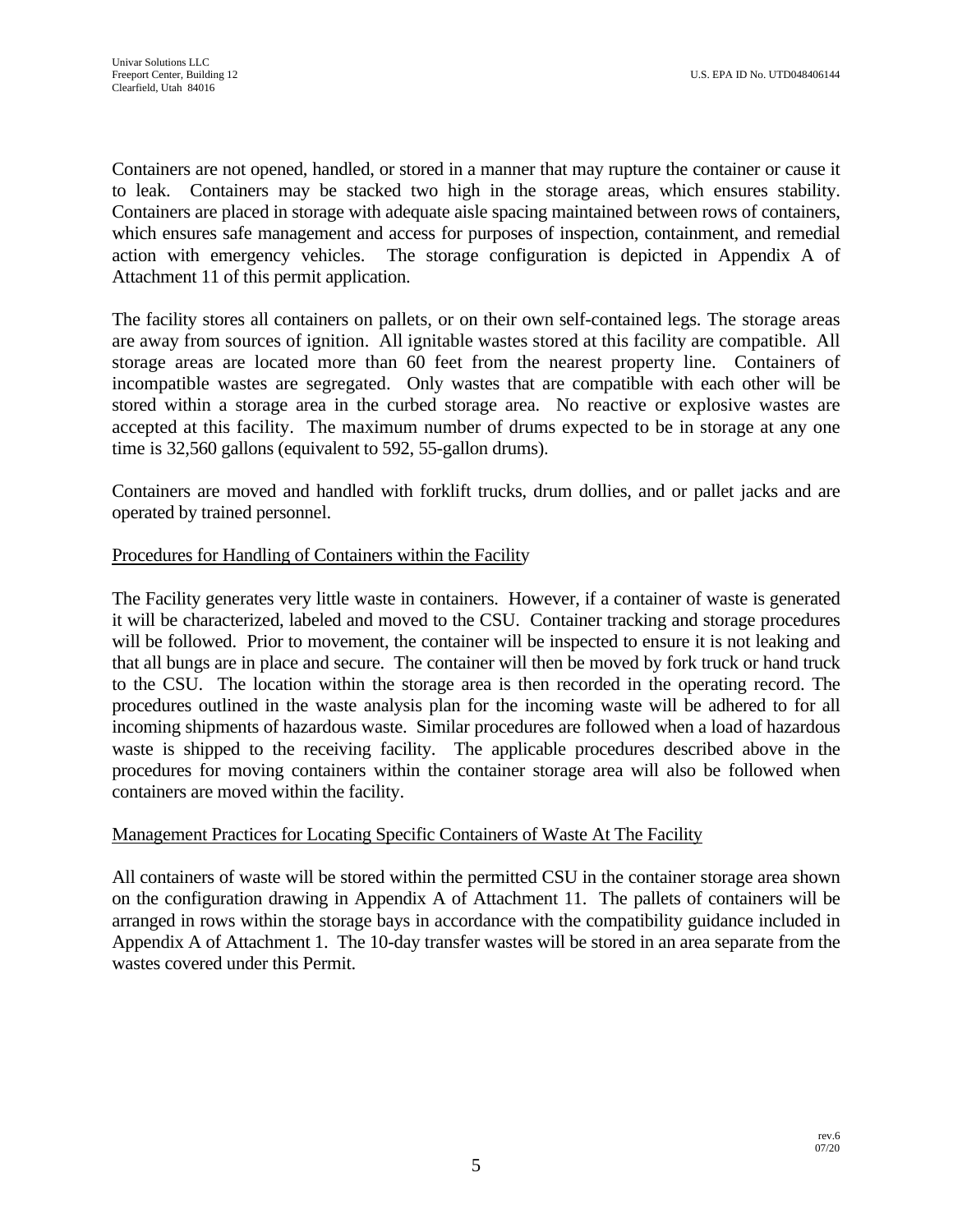Containers are not opened, handled, or stored in a manner that may rupture the container or cause it to leak. Containers may be stacked two high in the storage areas, which ensures stability. Containers are placed in storage with adequate aisle spacing maintained between rows of containers, which ensures safe management and access for purposes of inspection, containment, and remedial action with emergency vehicles. The storage configuration is depicted in Appendix A of Attachment 11 of this permit application.

The facility stores all containers on pallets, or on their own self-contained legs. The storage areas are away from sources of ignition. All ignitable wastes stored at this facility are compatible. All storage areas are located more than 60 feet from the nearest property line. Containers of incompatible wastes are segregated. Only wastes that are compatible with each other will be stored within a storage area in the curbed storage area. No reactive or explosive wastes are accepted at this facility. The maximum number of drums expected to be in storage at any one time is 32,560 gallons (equivalent to 592, 55-gallon drums).

Containers are moved and handled with forklift trucks, drum dollies, and or pallet jacks and are operated by trained personnel.

<u>Procedures for Handling of Containers within the Facility</u>

The Facility generates very little waste in containers. However, if a container of waste is generated it will be characterized, labeled and moved to the CSU. Container tracking and storage procedures will be followed. Prior to movement, the container will be inspected to ensure it is not leaking and that all bungs are in place and secure. The container will then be moved by fork truck or hand truck to the CSU. The location within the storage area is then recorded in the operating record. The procedures outlined in the waste analysis plan for the incoming waste will be adhered to for all incoming shipments of hazardous waste. Similar procedures are followed when a load of hazardous waste is shipped to the receiving facility. The applicable procedures described above in the procedures for moving containers within the container storage area will also be followed when containers are moved within the facility.

<u>Management Practices for Locating Specific Containers of Waste At The Facility</u>

All containers of waste will be stored within the permitted CSU in the container storage area shown on the configuration drawing in Appendix A of Attachment 11. The pallets of containers will be arranged in rows within the storage bays in accordance with the compatibility guidance included in Appendix A of Attachment 1. The 10-day transfer wastes will be stored in an area separate from the wastes covered under this Permit.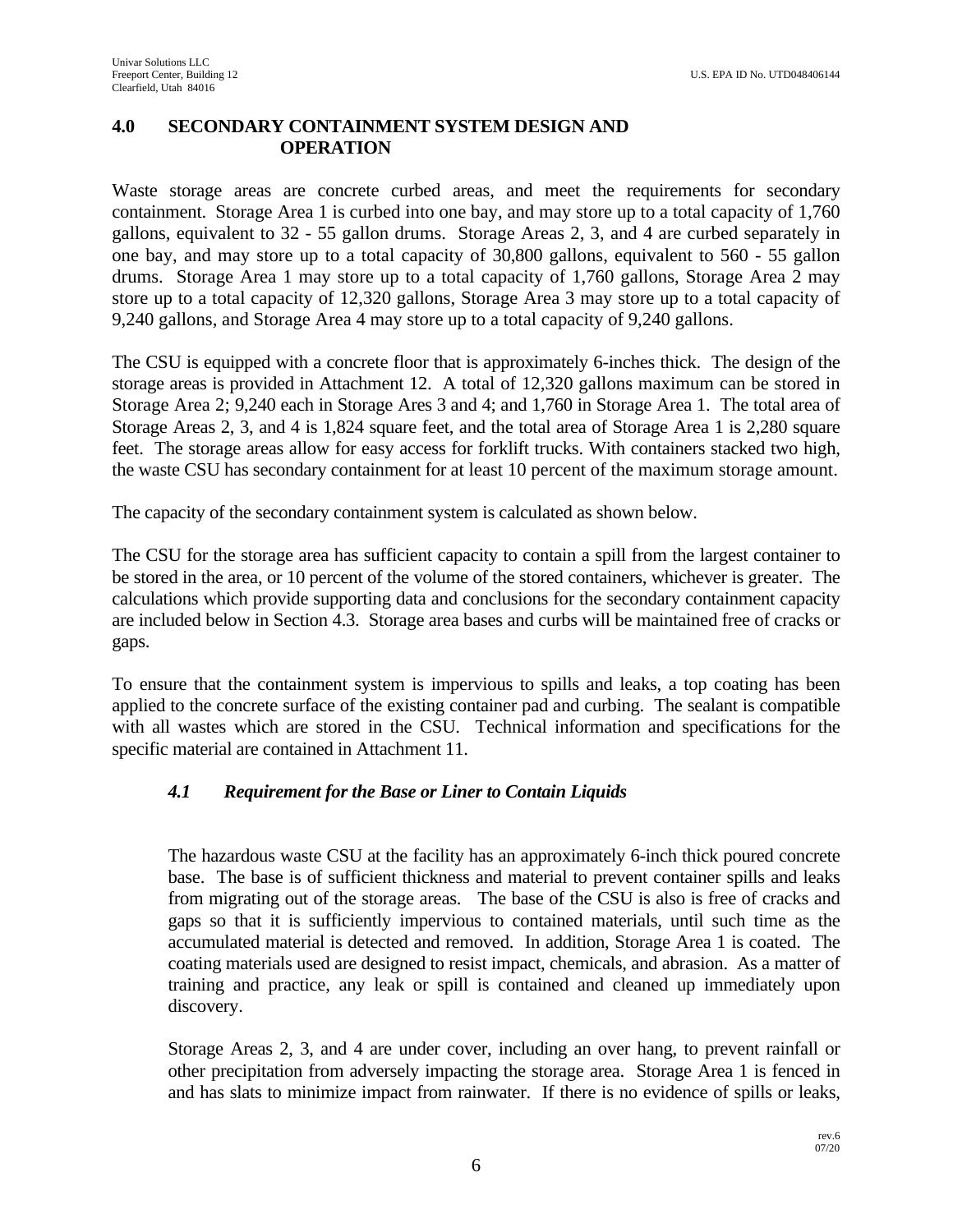## 4.0 SECONDARY CONTAINMENT SYSTEM DESIGN AND OPERATION

Waste storage areas are concrete curbed areas, and meet the requirements for secondary containment. Storage Area 1 is curbed into one bay, and may store up to a total capacity of 1,760 gallons, equivalent to 32 - 55 gallon drums. Storage Areas 2, 3, and 4 are curbed separately in one bay, and may store up to a total capacity of 30,800 gallons, equivalent to 560 - 55 gallon drums. Storage Area 1 may store up to a total capacity of 1,760 gallons, Storage Area 2 may store up to a total capacity of 12,320 gallons, Storage Area 3 may store up to a total capacity of 9,240 gallons, and Storage Area 4 may store up to a total capacity of 9,240 gallons.

The CSU is equipped with a concrete floor that is approximately 6-inches thick. The design of the storage areas is provided in Attachment 12. A total of 12,320 gallons maximum can be stored in Storage Area 2; 9,240 each in Storage Ares 3 and 4; and 1,760 in Storage Area 1. The total area of Storage Areas 2, 3, and 4 is 1,824 square feet, and the total area of Storage Area 1 is 2,280 square feet. The storage areas allow for easy access for forklift trucks. With containers stacked two high, the waste CSU has secondary containment for at least 10 percent of the maximum storage amount.

The capacity of the secondary containment system is calculated as shown below.

The CSU for the storage area has sufficient capacity to contain a spill from the largest container to be stored in the area, or 10 percent of the volume of the stored containers, whichever is greater. The calculations which provide supporting data and conclusions for the secondary containment capacity are included below in Section 4.3. Storage area bases and curbs will be maintained free of cracks or gaps.

To ensure that the containment system is impervious to spills and leaks, a top coating has been applied to the concrete surface of the existing container pad and curbing. The sealant is compatible with all wastes which are stored in the CSU. Technical information and specifications for the specific material are contained in Attachment 11.

### *4.1 Requirement for the Base or Liner to Contain Liquids*

The hazardous waste CSU at the facility has an approximately 6-inch thick poured concrete base. The base is of sufficient thickness and material to prevent container spills and leaks from migrating out of the storage areas. The base of the CSU is also is free of cracks and gaps so that it is sufficiently impervious to contained materials, until such time as the accumulated material is detected and removed. In addition, Storage Area 1 is coated. The coating materials used are designed to resist impact, chemicals, and abrasion. As a matter of training and practice, any leak or spill is contained and cleaned up immediately upon discovery.

Storage Areas 2, 3, and 4 are under cover, including an over hang, to prevent rainfall or other precipitation from adversely impacting the storage area. Storage Area 1 is fenced in and has slats to minimize impact from rainwater. If there is no evidence of spills or leaks,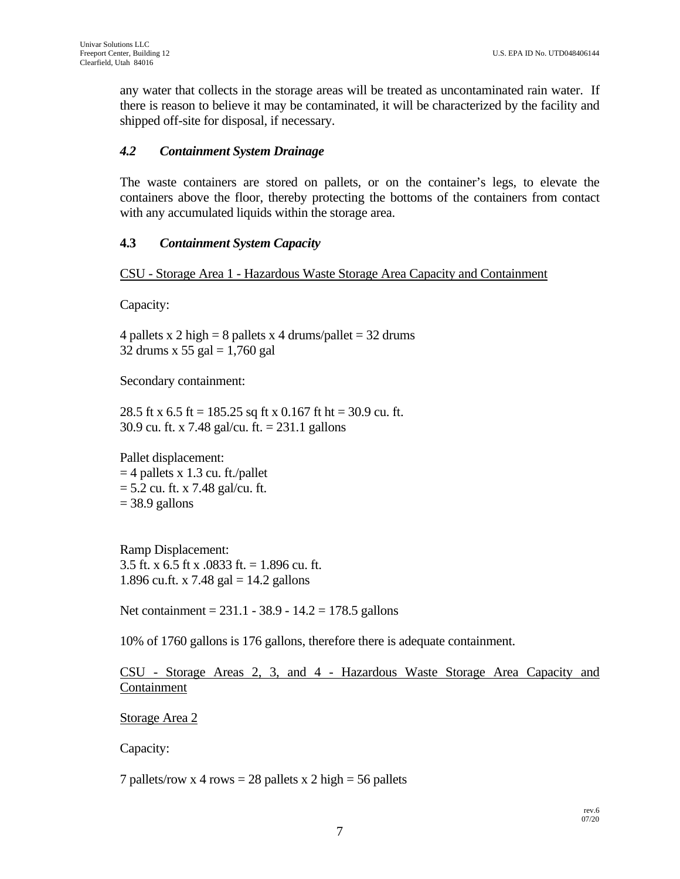any water that collects in the storage areas will be treated as uncontaminated rain water. If there is reason to believe it may be contaminated, it will be characterized by the facility and shipped off-site for disposal, if necessary.

### *4.2 Containment System Drainage*

The waste containers are stored on pallets, or on the container's legs, to elevate the containers above the floor, thereby protecting the bottoms of the containers from contact with any accumulated liquids within the storage area.

### **4.3** *Containment System Capacity*

<u>CSU - Storage Area 1 - Hazardous Waste Storage Area Capacity and Containment</u>

Capacity:

4 pallets x 2 high = 8 pallets x 4 drums/pallet = 32 drums
32 drums x 55 gal = 1,760 gal

Secondary containment:

28.5 ft x 6.5 ft = 185.25 sq ft x 0.167 ft ht = 30.9 cu. ft.
30.9 cu. ft. x 7.48 gal/cu. ft. = 231.1 gallons

Pallet displacement:
= 4 pallets x 1.3 cu. ft./pallet
= 5.2 cu. ft. x 7.48 gal/cu. ft.
= 38.9 gallons

Ramp Displacement:
3.5 ft. x 6.5 ft x .0833 ft. = 1.896 cu. ft.
1.896 cu.ft. x 7.48 gal = 14.2 gallons

Net containment = 231.1 - 38.9 - 14.2 = 178.5 gallons

10% of 1760 gallons is 176 gallons, therefore there is adequate containment.

<u>CSU - Storage Areas 2, 3, and 4 - Hazardous Waste Storage Area Capacity and Containment</u>

<u>Storage Area 2</u>

Capacity:

7 pallets/row x 4 rows = 28 pallets x 2 high = 56 pallets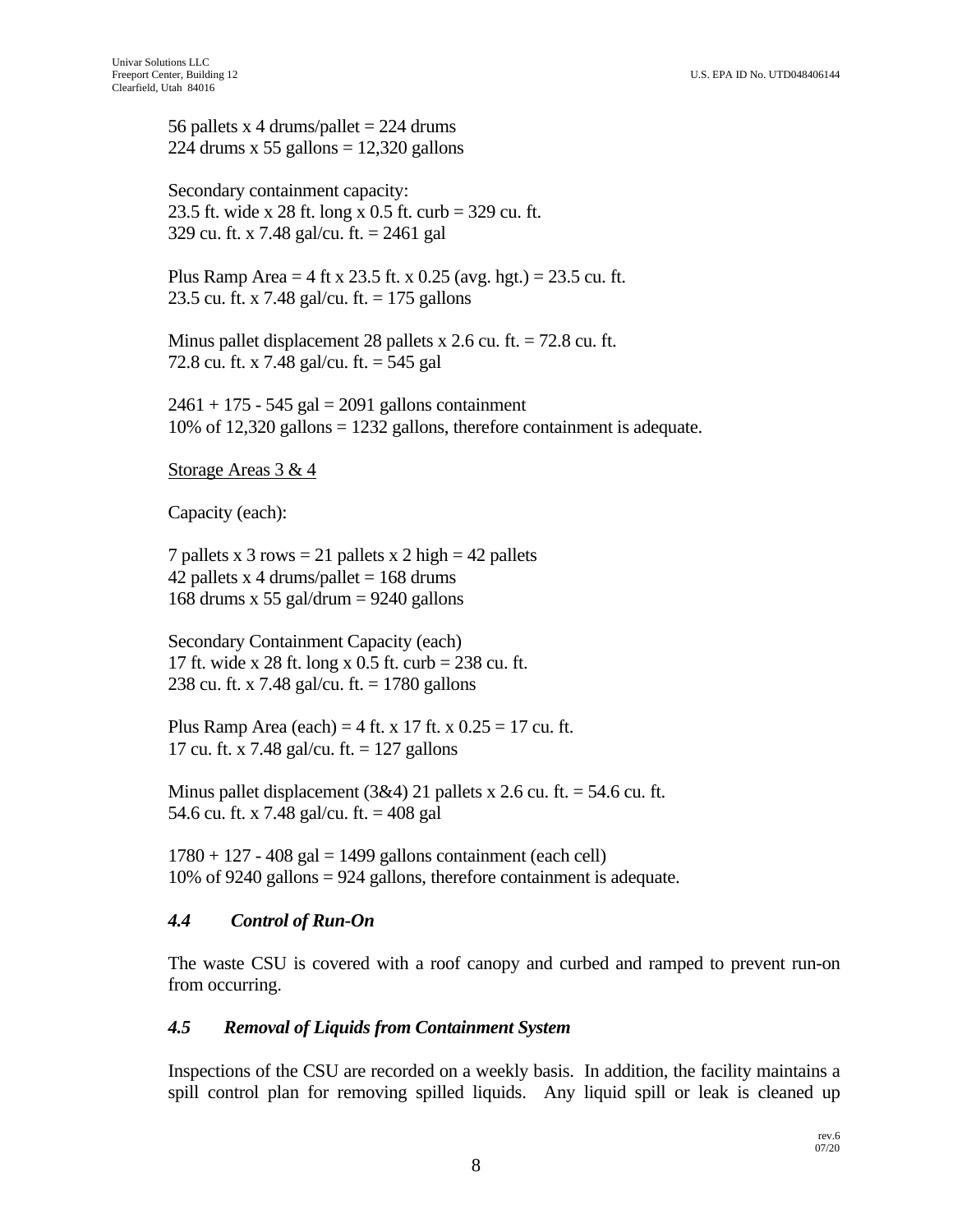56 pallets x 4 drums/pallet = 224 drums
224 drums x 55 gallons = 12,320 gallons

Secondary containment capacity:
23.5 ft. wide x 28 ft. long x 0.5 ft. curb = 329 cu. ft.
329 cu. ft. x 7.48 gal/cu. ft. = 2461 gal

Plus Ramp Area = 4 ft x 23.5 ft. x 0.25 (avg. hgt.) = 23.5 cu. ft.
23.5 cu. ft. x 7.48 gal/cu. ft. = 175 gallons

Minus pallet displacement 28 pallets x 2.6 cu. ft. = 72.8 cu. ft.
72.8 cu. ft. x 7.48 gal/cu. ft. = 545 gal

2461 + 175 - 545 gal = 2091 gallons containment
10% of 12,320 gallons = 1232 gallons, therefore containment is adequate.

Storage Areas 3 & 4

Capacity (each):

7 pallets x 3 rows = 21 pallets x 2 high = 42 pallets
42 pallets x 4 drums/pallet = 168 drums
168 drums x 55 gal/drum = 9240 gallons

Secondary Containment Capacity (each)
17 ft. wide x 28 ft. long x 0.5 ft. curb = 238 cu. ft.
238 cu. ft. x 7.48 gal/cu. ft. = 1780 gallons

Plus Ramp Area (each) = 4 ft. x 17 ft. x 0.25 = 17 cu. ft.
17 cu. ft. x 7.48 gal/cu. ft. = 127 gallons

Minus pallet displacement (3&4) 21 pallets x 2.6 cu. ft. = 54.6 cu. ft.
54.6 cu. ft. x 7.48 gal/cu. ft. = 408 gal

1780 + 127 - 408 gal = 1499 gallons containment (each cell)
10% of 9240 gallons = 924 gallons, therefore containment is adequate.

### *4.4 Control of Run-On*

The waste CSU is covered with a roof canopy and curbed and ramped to prevent run-on from occurring.

### *4.5 Removal of Liquids from Containment System*

Inspections of the CSU are recorded on a weekly basis. In addition, the facility maintains a spill control plan for removing spilled liquids. Any liquid spill or leak is cleaned up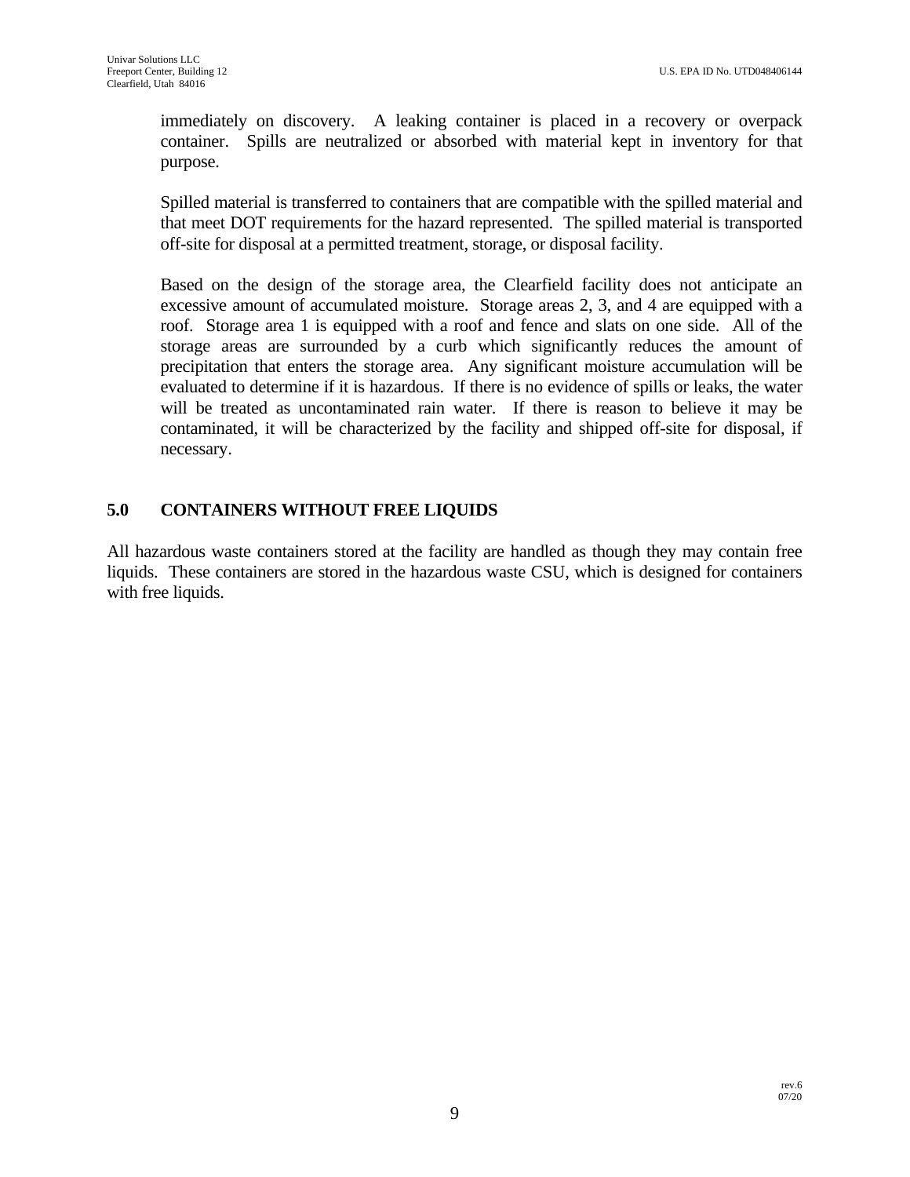immediately on discovery. A leaking container is placed in a recovery or overpack container. Spills are neutralized or absorbed with material kept in inventory for that purpose.

Spilled material is transferred to containers that are compatible with the spilled material and that meet DOT requirements for the hazard represented. The spilled material is transported off-site for disposal at a permitted treatment, storage, or disposal facility.

Based on the design of the storage area, the Clearfield facility does not anticipate an excessive amount of accumulated moisture. Storage areas 2, 3, and 4 are equipped with a roof. Storage area 1 is equipped with a roof and fence and slats on one side. All of the storage areas are surrounded by a curb which significantly reduces the amount of precipitation that enters the storage area. Any significant moisture accumulation will be evaluated to determine if it is hazardous. If there is no evidence of spills or leaks, the water will be treated as uncontaminated rain water. If there is reason to believe it may be contaminated, it will be characterized by the facility and shipped off-site for disposal, if necessary.

## 5.0 CONTAINERS WITHOUT FREE LIQUIDS

All hazardous waste containers stored at the facility are handled as though they may contain free liquids. These containers are stored in the hazardous waste CSU, which is designed for containers with free liquids.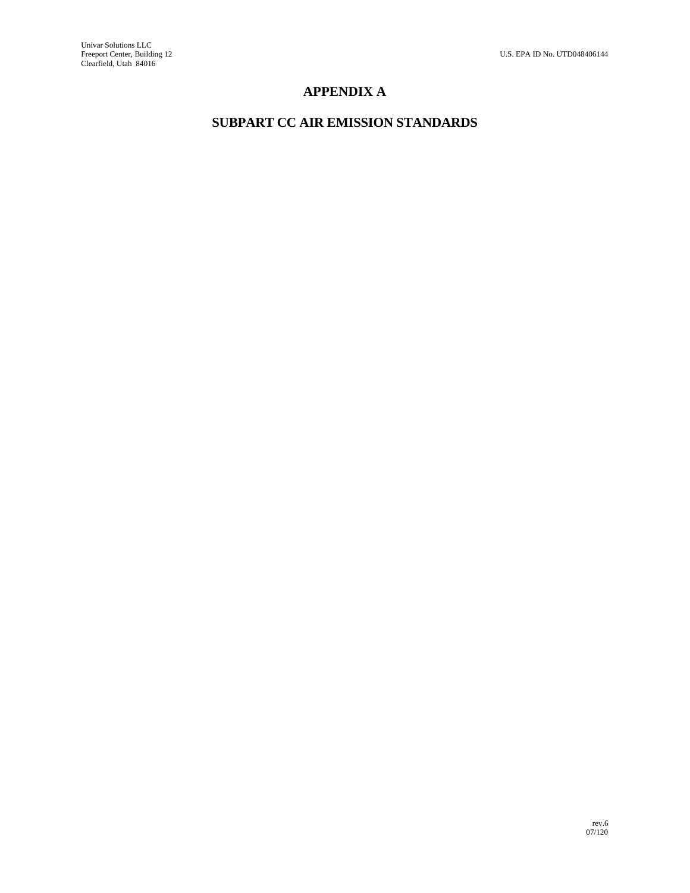# APPENDIX A

# SUBPART CC AIR EMISSION STANDARDS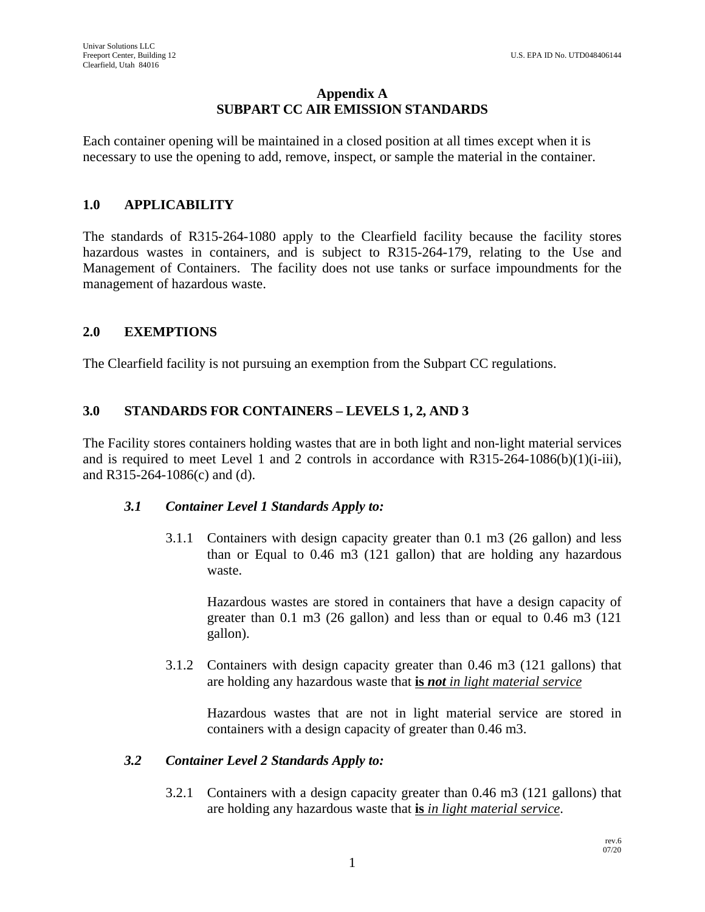# Appendix A
## SUBPART CC AIR EMISSION STANDARDS

Each container opening will be maintained in a closed position at all times except when it is necessary to use the opening to add, remove, inspect, or sample the material in the container.

## 1.0 APPLICABILITY

The standards of R315-264-1080 apply to the Clearfield facility because the facility stores hazardous wastes in containers, and is subject to R315-264-179, relating to the Use and Management of Containers. The facility does not use tanks or surface impoundments for the management of hazardous waste.

## 2.0 EXEMPTIONS

The Clearfield facility is not pursuing an exemption from the Subpart CC regulations.

## 3.0 STANDARDS FOR CONTAINERS – LEVELS 1, 2, AND 3

The Facility stores containers holding wastes that are in both light and non-light material services and is required to meet Level 1 and 2 controls in accordance with R315-264-1086(b)(1)(i-iii), and R315-264-1086(c) and (d).

### *3.1 Container Level 1 Standards Apply to:*

3.1.1 Containers with design capacity greater than 0.1 m3 (26 gallon) and less than or Equal to 0.46 m3 (121 gallon) that are holding any hazardous waste.

Hazardous wastes are stored in containers that have a design capacity of greater than 0.1 m3 (26 gallon) and less than or equal to 0.46 m3 (121 gallon).

3.1.2 Containers with design capacity greater than 0.46 m3 (121 gallons) that are holding any hazardous waste that **is** ***not*** *in light material service*

Hazardous wastes that are not in light material service are stored in containers with a design capacity of greater than 0.46 m3.

### *3.2 Container Level 2 Standards Apply to:*

3.2.1 Containers with a design capacity greater than 0.46 m3 (121 gallons) that are holding any hazardous waste that **is** *in light material service*.

rev.6
07/20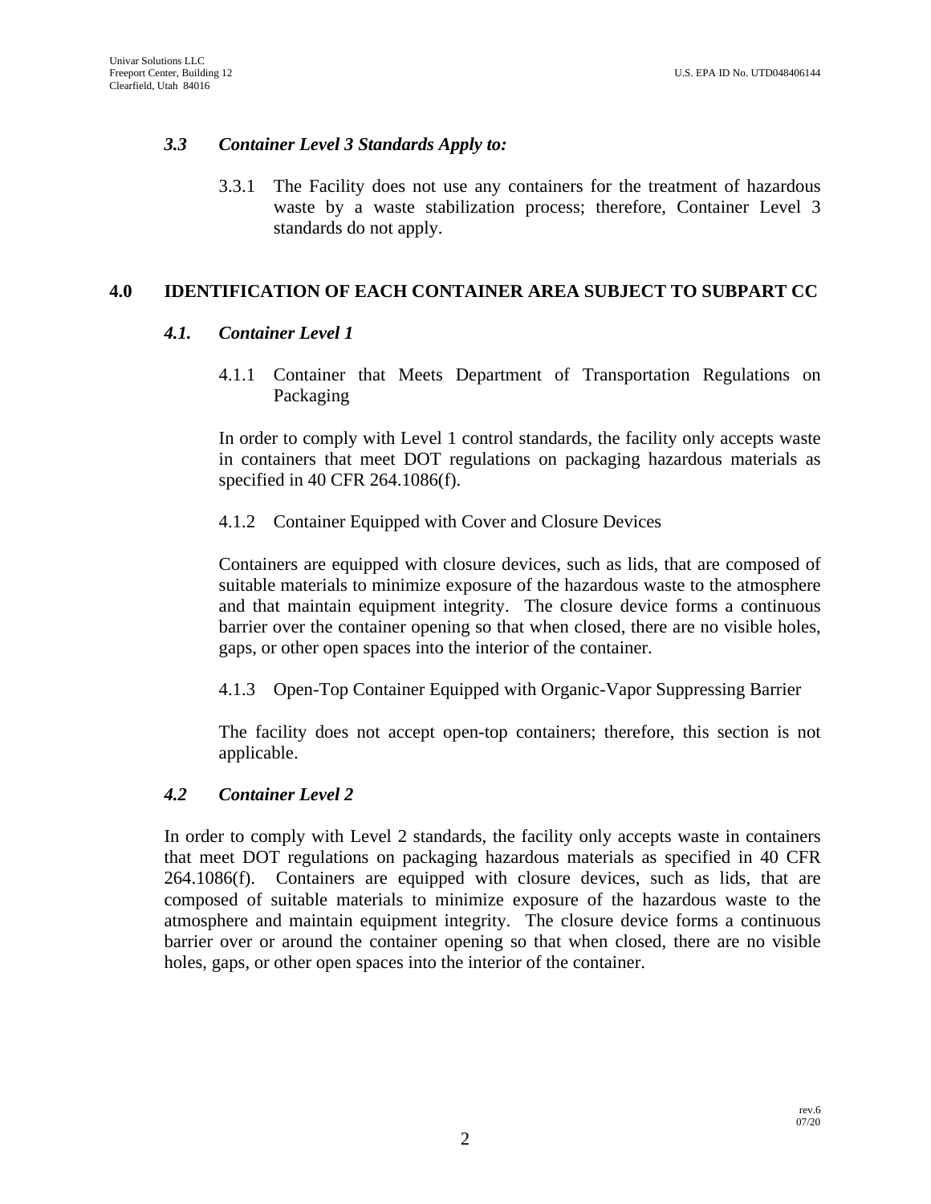### *3.3 Container Level 3 Standards Apply to:*

3.3.1 The Facility does not use any containers for the treatment of hazardous waste by a waste stabilization process; therefore, Container Level 3 standards do not apply.

## 4.0 IDENTIFICATION OF EACH CONTAINER AREA SUBJECT TO SUBPART CC

### *4.1. Container Level 1*

4.1.1 Container that Meets Department of Transportation Regulations on Packaging

In order to comply with Level 1 control standards, the facility only accepts waste in containers that meet DOT regulations on packaging hazardous materials as specified in 40 CFR 264.1086(f).

4.1.2 Container Equipped with Cover and Closure Devices

Containers are equipped with closure devices, such as lids, that are composed of suitable materials to minimize exposure of the hazardous waste to the atmosphere and that maintain equipment integrity. The closure device forms a continuous barrier over the container opening so that when closed, there are no visible holes, gaps, or other open spaces into the interior of the container.

4.1.3 Open-Top Container Equipped with Organic-Vapor Suppressing Barrier

The facility does not accept open-top containers; therefore, this section is not applicable.

### *4.2 Container Level 2*

In order to comply with Level 2 standards, the facility only accepts waste in containers that meet DOT regulations on packaging hazardous materials as specified in 40 CFR 264.1086(f). Containers are equipped with closure devices, such as lids, that are composed of suitable materials to minimize exposure of the hazardous waste to the atmosphere and maintain equipment integrity. The closure device forms a continuous barrier over or around the container opening so that when closed, there are no visible holes, gaps, or other open spaces into the interior of the container.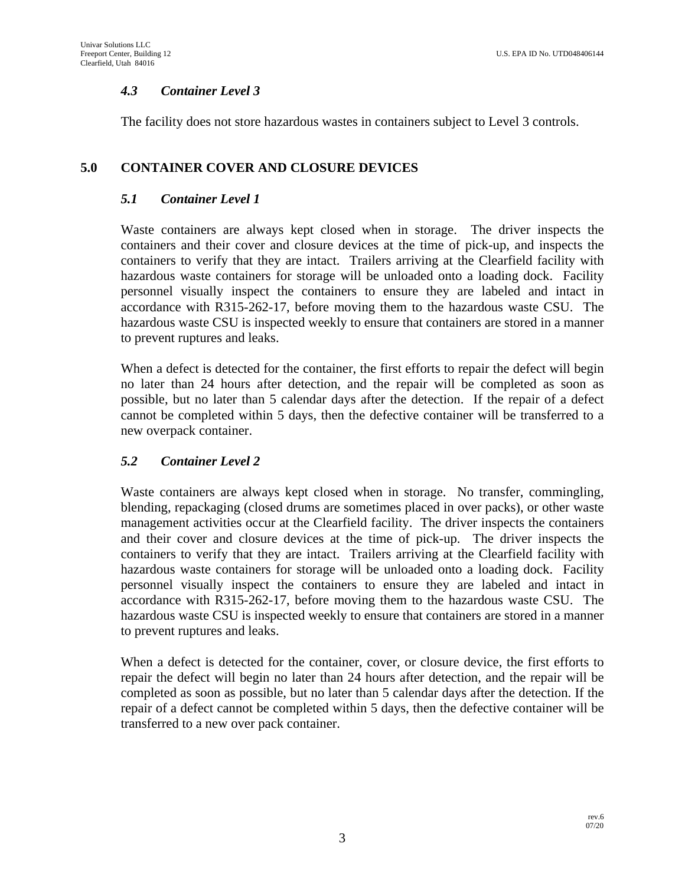### *4.3 Container Level 3*

The facility does not store hazardous wastes in containers subject to Level 3 controls.

## 5.0 CONTAINER COVER AND CLOSURE DEVICES

### *5.1 Container Level 1*

Waste containers are always kept closed when in storage. The driver inspects the containers and their cover and closure devices at the time of pick-up, and inspects the containers to verify that they are intact. Trailers arriving at the Clearfield facility with hazardous waste containers for storage will be unloaded onto a loading dock. Facility personnel visually inspect the containers to ensure they are labeled and intact in accordance with R315-262-17, before moving them to the hazardous waste CSU. The hazardous waste CSU is inspected weekly to ensure that containers are stored in a manner to prevent ruptures and leaks.

When a defect is detected for the container, the first efforts to repair the defect will begin no later than 24 hours after detection, and the repair will be completed as soon as possible, but no later than 5 calendar days after the detection. If the repair of a defect cannot be completed within 5 days, then the defective container will be transferred to a new overpack container.

### *5.2 Container Level 2*

Waste containers are always kept closed when in storage. No transfer, commingling, blending, repackaging (closed drums are sometimes placed in over packs), or other waste management activities occur at the Clearfield facility. The driver inspects the containers and their cover and closure devices at the time of pick-up. The driver inspects the containers to verify that they are intact. Trailers arriving at the Clearfield facility with hazardous waste containers for storage will be unloaded onto a loading dock. Facility personnel visually inspect the containers to ensure they are labeled and intact in accordance with R315-262-17, before moving them to the hazardous waste CSU. The hazardous waste CSU is inspected weekly to ensure that containers are stored in a manner to prevent ruptures and leaks.

When a defect is detected for the container, cover, or closure device, the first efforts to repair the defect will begin no later than 24 hours after detection, and the repair will be completed as soon as possible, but no later than 5 calendar days after the detection. If the repair of a defect cannot be completed within 5 days, then the defective container will be transferred to a new over pack container.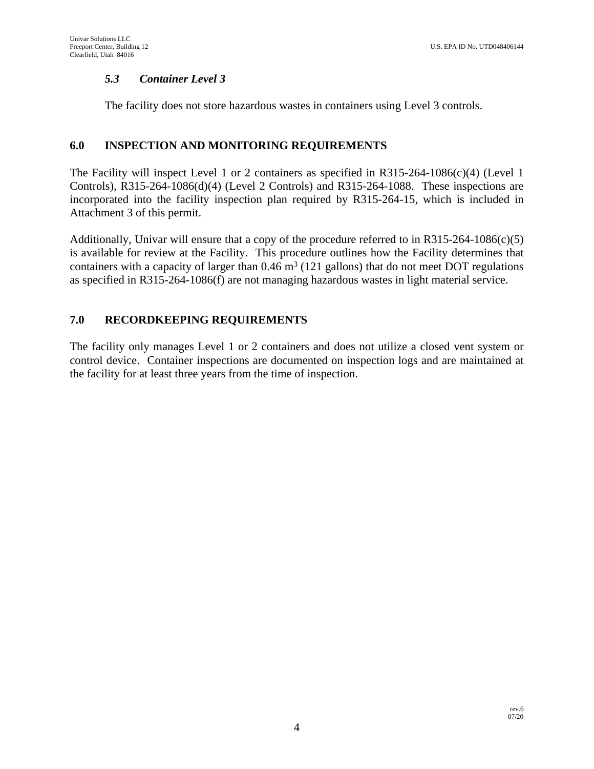### *5.3 Container Level 3*

The facility does not store hazardous wastes in containers using Level 3 controls.

## 6.0 INSPECTION AND MONITORING REQUIREMENTS

The Facility will inspect Level 1 or 2 containers as specified in R315-264-1086(c)(4) (Level 1 Controls), R315-264-1086(d)(4) (Level 2 Controls) and R315-264-1088. These inspections are incorporated into the facility inspection plan required by R315-264-15, which is included in Attachment 3 of this permit.

Additionally, Univar will ensure that a copy of the procedure referred to in R315-264-1086(c)(5) is available for review at the Facility. This procedure outlines how the Facility determines that containers with a capacity of larger than 0.46 $m^3$ (121 gallons) that do not meet DOT regulations as specified in R315-264-1086(f) are not managing hazardous wastes in light material service.

## 7.0 RECORDKEEPING REQUIREMENTS

The facility only manages Level 1 or 2 containers and does not utilize a closed vent system or control device. Container inspections are documented on inspection logs and are maintained at the facility for at least three years from the time of inspection.